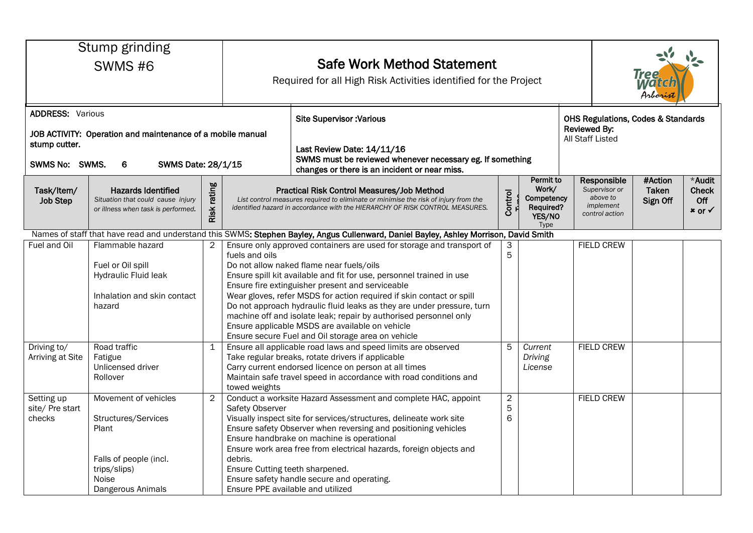# Stump grinding

## SWMS #6

## Safe Work Method Statement

Required for all High Risk Activities identified for the Project

**ADDRESS:** Various

**JOB ACTIVITY: Operation and maintenance of a mobile manual stump cutter.**

**SWMS No: SWMS. 6 SWMS Date: 28/1/15**

**Site Supervisor :Various**

**Last Review Date: 14/11/16**

**SWMS must be reviewed whenever necessary eg. If something changes or there is an incident or near miss.**

**OHS Regulations, Codes & Standards Reviewed By:**
All Staff Listed

Names of staff that have read and understand this SWMS: **Stephen Bayley, Angus Cullenward, Daniel Bayley, Ashley Morrison, David Smith**

| Task/Item/ Job Step | Hazards Identified *Situation that could cause injury or illness when task is performed.* | Risk rating | Practical Risk Control Measures/Job Method *List control measures required to eliminate or minimise the risk of injury from the identified hazard in accordance with the HIERARCHY OF RISK CONTROL MEASURES.* | Control Type | Permit to Work/ Competency Required? YES/NO Type | Responsible *Supervisor or above to implement control action* | #Action Taken Sign Off | *Audit Check Off ✗ or ✓ |
|---|---|---|---|---|---|---|---|---|
| Fuel and Oil | Flammable hazard<br><br>Fuel or Oil spill<br>Hydraulic Fluid leak<br><br>Inhalation and skin contact hazard | 2 | Ensure only approved containers are used for storage and transport of fuels and oils<br>Do not allow naked flame near fuels/oils<br>Ensure spill kit available and fit for use, personnel trained in use<br>Ensure fire extinguisher present and serviceable<br>Wear gloves, refer MSDS for action required if skin contact or spill<br>Do not approach hydraulic fluid leaks as they are under pressure, turn machine off and isolate leak; repair by authorised personnel only<br>Ensure applicable MSDS are available on vehicle<br>Ensure secure Fuel and Oil storage area on vehicle | 3<br>5 | | FIELD CREW | | |
| Driving to/ Arriving at Site | Road traffic<br>Fatigue<br>Unlicensed driver<br>Rollover | 1 | Ensure all applicable road laws and speed limits are observed<br>Take regular breaks, rotate drivers if applicable<br>Carry current endorsed licence on person at all times<br>Maintain safe travel speed in accordance with road conditions and towed weights | 5 | *Current Driving License* | FIELD CREW | | |
| Setting up site/ Pre start checks | Movement of vehicles<br><br>Structures/Services<br>Plant<br><br><br>Falls of people (incl. trips/slips)<br>Noise<br>Dangerous Animals | 2 | Conduct a worksite Hazard Assessment and complete HAC, appoint Safety Observer<br>Visually inspect site for services/structures, delineate work site<br>Ensure safety Observer when reversing and positioning vehicles<br>Ensure handbrake on machine is operational<br>Ensure work area free from electrical hazards, foreign objects and debris.<br>Ensure Cutting teeth sharpened.<br>Ensure safety handle secure and operating.<br>Ensure PPE available and utilized | 2<br>5<br>6 | | FIELD CREW | | |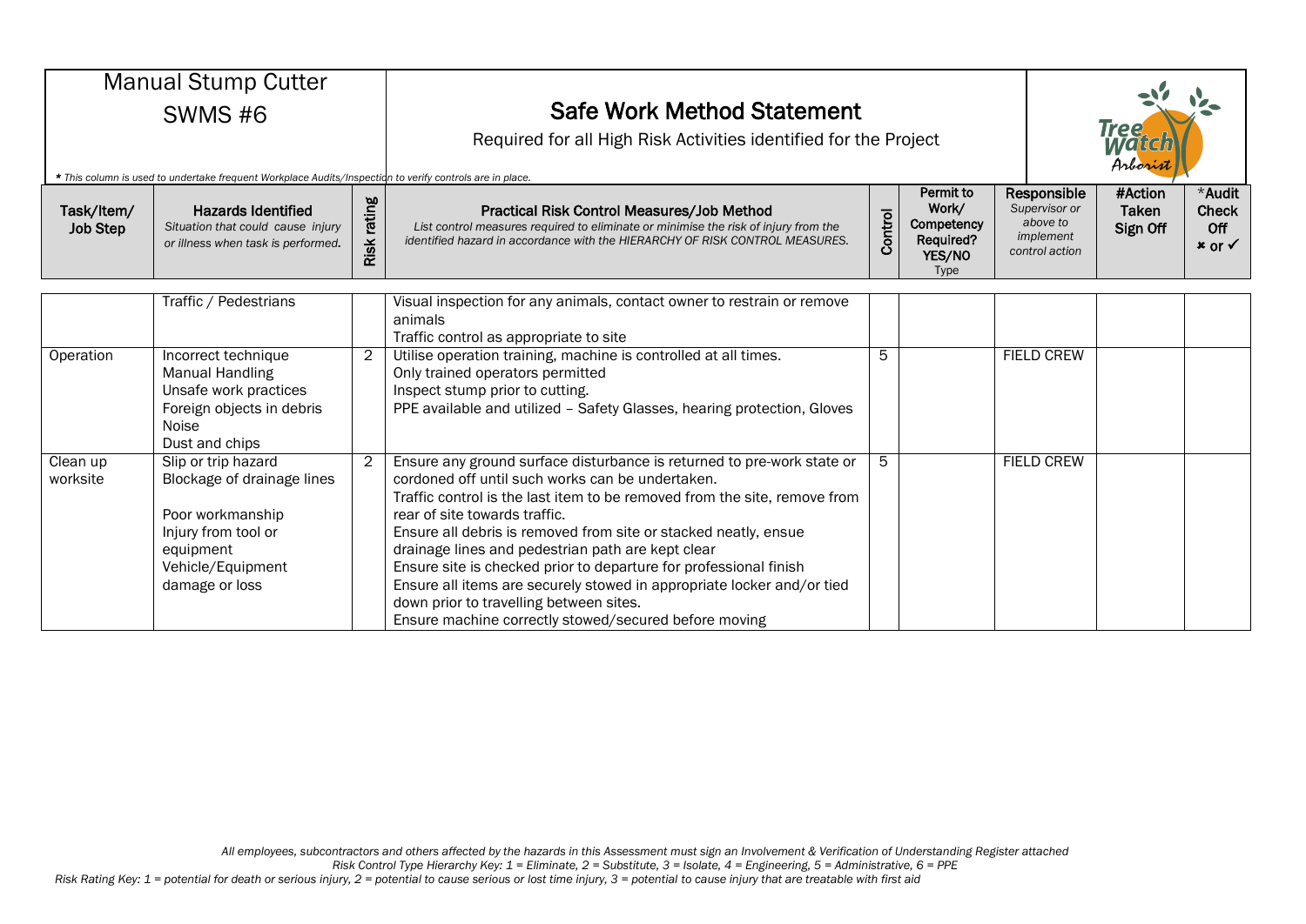# Manual Stump Cutter

## SWMS #6

## Safe Work Method Statement

Required for all High Risk Activities identified for the Project

*\* This column is used to undertake frequent Workplace Audits/Inspection to verify controls are in place.*

| Task/Item/ Job Step | Hazards Identified *Situation that could cause injury or illness when task is performed.* | Risk rating | Practical Risk Control Measures/Job Method *List control measures required to eliminate or minimise the risk of injury from the identified hazard in accordance with the HIERARCHY OF RISK CONTROL MEASURES.* | Control | Permit to Work/ Competency Required? YES/NO Type | Responsible *Supervisor or above to implement control action* | #Action Taken Sign Off | *Audit Check Off ✖ or ✓ |
|---|---|---|---|---|---|---|---|---|
| | Traffic / Pedestrians | | Visual inspection for any animals, contact owner to restrain or remove animals<br>Traffic control as appropriate to site | | | | | |
| Operation | Incorrect technique<br>Manual Handling<br>Unsafe work practices<br>Foreign objects in debris<br>Noise<br>Dust and chips | 2 | Utilise operation training, machine is controlled at all times.<br>Only trained operators permitted<br>Inspect stump prior to cutting.<br>PPE available and utilized – Safety Glasses, hearing protection, Gloves | 5 | | FIELD CREW | | |
| Clean up worksite | Slip or trip hazard<br>Blockage of drainage lines<br><br>Poor workmanship<br>Injury from tool or equipment<br>Vehicle/Equipment damage or loss | 2 | Ensure any ground surface disturbance is returned to pre-work state or cordoned off until such works can be undertaken.<br>Traffic control is the last item to be removed from the site, remove from rear of site towards traffic.<br>Ensure all debris is removed from site or stacked neatly, ensue drainage lines and pedestrian path are kept clear<br>Ensure site is checked prior to departure for professional finish<br>Ensure all items are securely stowed in appropriate locker and/or tied down prior to travelling between sites.<br>Ensure machine correctly stowed/secured before moving | 5 | | FIELD CREW | | |

*All employees, subcontractors and others affected by the hazards in this Assessment must sign an Involvement & Verification of Understanding Register attached*

*Risk Control Type Hierarchy Key: 1 = Eliminate, 2 = Substitute, 3 = Isolate, 4 = Engineering, 5 = Administrative, 6 = PPE*

*Risk Rating Key: 1 = potential for death or serious injury, 2 = potential to cause serious or lost time injury, 3 = potential to cause injury that are treatable with first aid*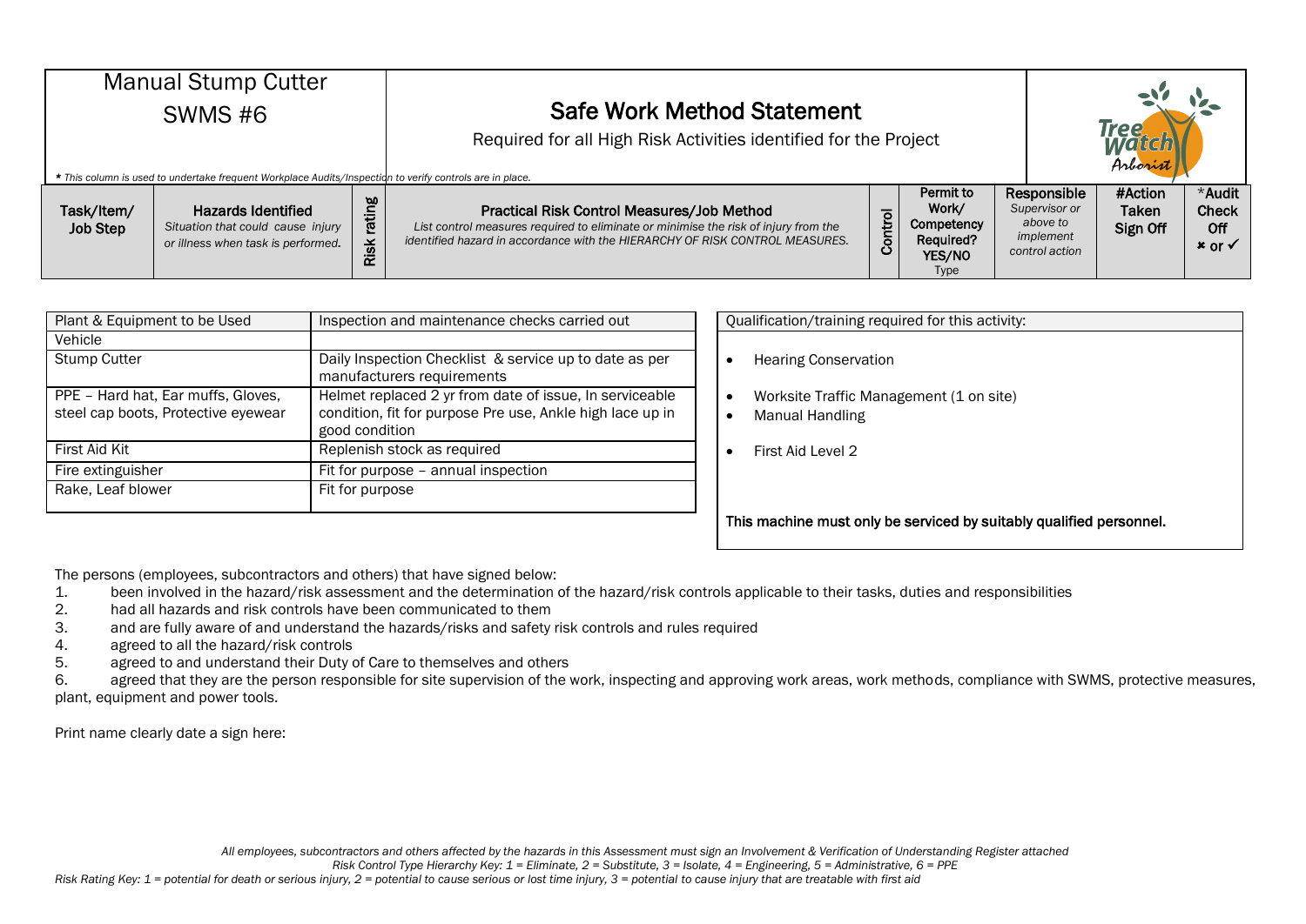# Manual Stump Cutter

## SWMS #6

## Safe Work Method Statement

Required for all High Risk Activities identified for the Project

*This column is used to undertake frequent Workplace Audits/Inspection to verify controls are in place.*

| Task/Item/ Job Step | Hazards Identified *Situation that could cause injury or illness when task is performed.* | Risk rating | Practical Risk Control Measures/Job Method *List control measures required to eliminate or minimise the risk of injury from the identified hazard in accordance with the HIERARCHY OF RISK CONTROL MEASURES.* | Control | Permit to Work/ Competency Required? YES/NO Type | Responsible *Supervisor or above to implement control action* | #Action Taken Sign Off | *Audit Check Off ✖ or ✓ |
|---|---|---|---|---|---|---|---|---|

| Plant & Equipment to be Used | Inspection and maintenance checks carried out |
|---|---|
| Vehicle | |
| Stump Cutter | Daily Inspection Checklist & service up to date as per manufacturers requirements |
| PPE – Hard hat, Ear muffs, Gloves, steel cap boots, Protective eyewear | Helmet replaced 2 yr from date of issue, In serviceable condition, fit for purpose Pre use, Ankle high lace up in good condition |
| First Aid Kit | Replenish stock as required |
| Fire extinguisher | Fit for purpose – annual inspection |
| Rake, Leaf blower | Fit for purpose |

Qualification/training required for this activity:

- Hearing Conservation
- Worksite Traffic Management (1 on site)
- Manual Handling
- First Aid Level 2

**This machine must only be serviced by suitably qualified personnel.**

The persons (employees, subcontractors and others) that have signed below:

1. been involved in the hazard/risk assessment and the determination of the hazard/risk controls applicable to their tasks, duties and responsibilities
2. had all hazards and risk controls have been communicated to them
3. and are fully aware of and understand the hazards/risks and safety risk controls and rules required
4. agreed to all the hazard/risk controls
5. agreed to and understand their Duty of Care to themselves and others
6. agreed that they are the person responsible for site supervision of the work, inspecting and approving work areas, work methods, compliance with SWMS, protective measures, plant, equipment and power tools.

Print name clearly date a sign here:

*All employees, subcontractors and others affected by the hazards in this Assessment must sign an Involvement & Verification of Understanding Register attached*

*Risk Control Type Hierarchy Key: 1 = Eliminate, 2 = Substitute, 3 = Isolate, 4 = Engineering, 5 = Administrative, 6 = PPE*

*Risk Rating Key: 1 = potential for death or serious injury, 2 = potential to cause serious or lost time injury, 3 = potential to cause injury that are treatable with first aid*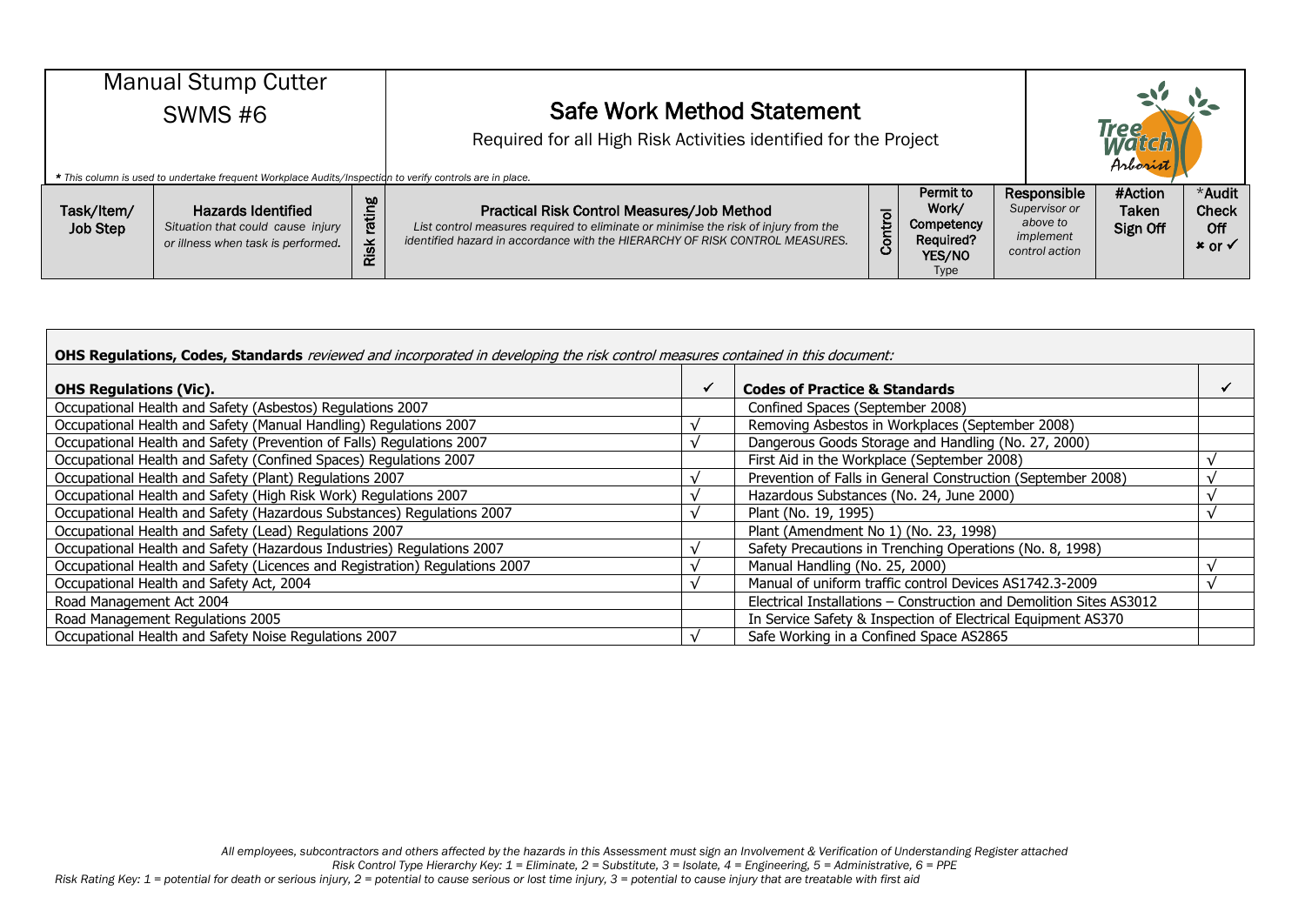| Manual Stump Cutter<br>SWMS #6 | | | Safe Work Method Statement<br>Required for all High Risk Activities identified for the Project | | | | | |
|---|---|---|---|---|---|---|---|---|
| * This column is used to undertake frequent Workplace Audits/Inspection to verify controls are in place. | | | | | | | | |
| Task/Item/ Job Step | Hazards Identified<br>*Situation that could cause injury or illness when task is performed.* | Risk rating | Practical Risk Control Measures/Job Method<br>*List control measures required to eliminate or minimise the risk of injury from the identified hazard in accordance with the HIERARCHY OF RISK CONTROL MEASURES.* | Control | Permit to Work/ Competency Required? YES/NO Type | Responsible<br>*Supervisor or above to implement control action* | #Action Taken Sign Off | *Audit Check Off ✖ or ✓ |

| **OHS Regulations, Codes, Standards** *reviewed and incorporated in developing the risk control measures contained in this document:* | | | |
|---|---|---|---|
| **OHS Regulations (Vic).** | ✓ | **Codes of Practice & Standards** | ✓ |
| Occupational Health and Safety (Asbestos) Regulations 2007 | | Confined Spaces (September 2008) | |
| Occupational Health and Safety (Manual Handling) Regulations 2007 | √ | Removing Asbestos in Workplaces (September 2008) | |
| Occupational Health and Safety (Prevention of Falls) Regulations 2007 | √ | Dangerous Goods Storage and Handling (No. 27, 2000) | |
| Occupational Health and Safety (Confined Spaces) Regulations 2007 | | First Aid in the Workplace (September 2008) | √ |
| Occupational Health and Safety (Plant) Regulations 2007 | √ | Prevention of Falls in General Construction (September 2008) | √ |
| Occupational Health and Safety (High Risk Work) Regulations 2007 | √ | Hazardous Substances (No. 24, June 2000) | √ |
| Occupational Health and Safety (Hazardous Substances) Regulations 2007 | √ | Plant (No. 19, 1995) | √ |
| Occupational Health and Safety (Lead) Regulations 2007 | | Plant (Amendment No 1) (No. 23, 1998) | |
| Occupational Health and Safety (Hazardous Industries) Regulations 2007 | √ | Safety Precautions in Trenching Operations (No. 8, 1998) | |
| Occupational Health and Safety (Licences and Registration) Regulations 2007 | √ | Manual Handling (No. 25, 2000) | √ |
| Occupational Health and Safety Act, 2004 | √ | Manual of uniform traffic control Devices AS1742.3-2009 | √ |
| Road Management Act 2004 | | Electrical Installations – Construction and Demolition Sites AS3012 | |
| Road Management Regulations 2005 | | In Service Safety & Inspection of Electrical Equipment AS370 | |
| Occupational Health and Safety Noise Regulations 2007 | √ | Safe Working in a Confined Space AS2865 | |

*All employees, subcontractors and others affected by the hazards in this Assessment must sign an Involvement & Verification of Understanding Register attached*

*Risk Control Type Hierarchy Key: 1 = Eliminate, 2 = Substitute, 3 = Isolate, 4 = Engineering, 5 = Administrative, 6 = PPE*

*Risk Rating Key: 1 = potential for death or serious injury, 2 = potential to cause serious or lost time injury, 3 = potential to cause injury that are treatable with first aid*